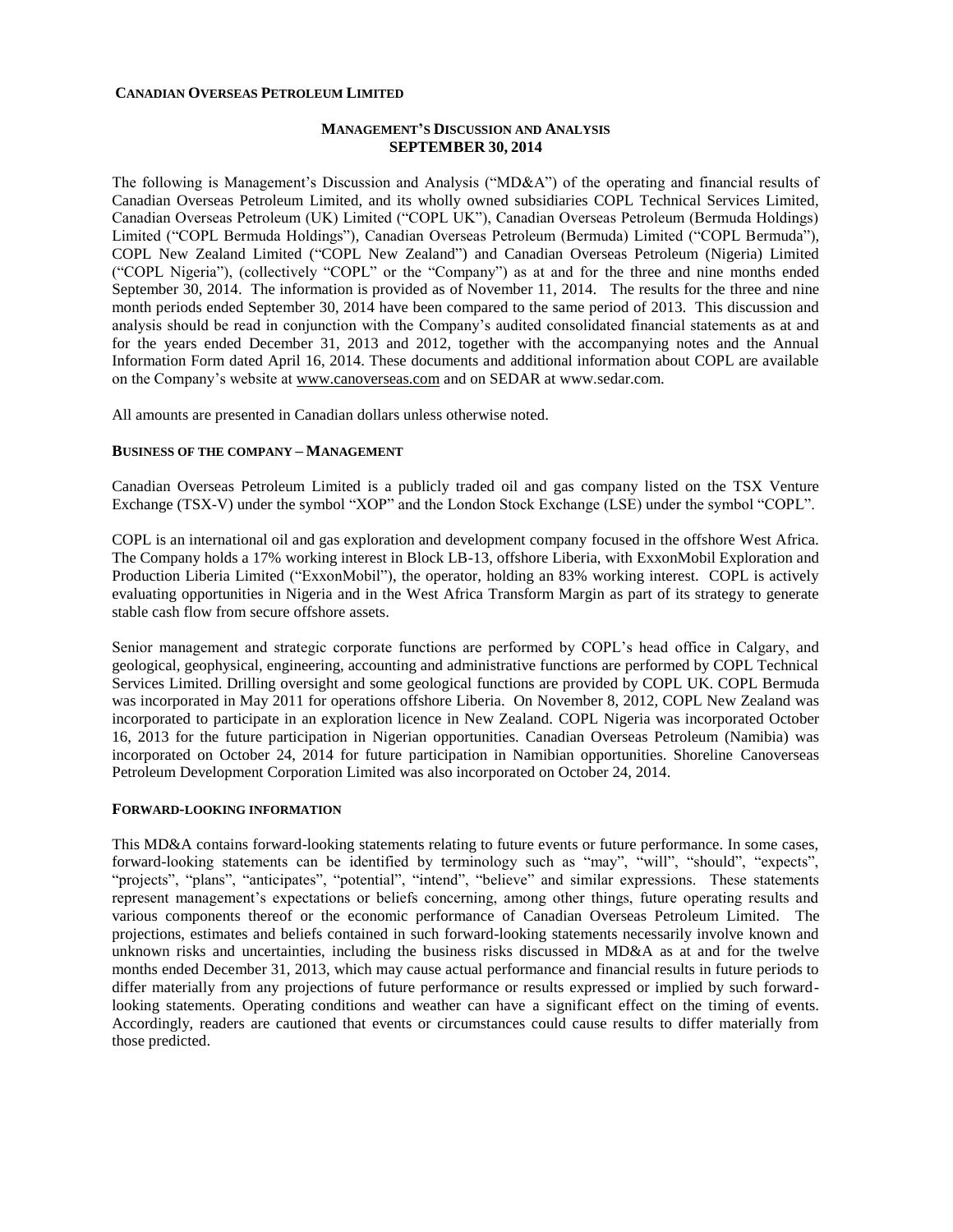**CANADIAN OVERSEAS PETROLEUM LIMITED**

## MANAGEMENT'S DISCUSSION AND ANALYSIS
## SEPTEMBER 30, 2014

The following is Management's Discussion and Analysis ("MD&A") of the operating and financial results of Canadian Overseas Petroleum Limited, and its wholly owned subsidiaries COPL Technical Services Limited, Canadian Overseas Petroleum (UK) Limited ("COPL UK"), Canadian Overseas Petroleum (Bermuda Holdings) Limited ("COPL Bermuda Holdings"), Canadian Overseas Petroleum (Bermuda) Limited ("COPL Bermuda"), COPL New Zealand Limited ("COPL New Zealand") and Canadian Overseas Petroleum (Nigeria) Limited ("COPL Nigeria"), (collectively "COPL" or the "Company") as at and for the three and nine months ended September 30, 2014. The information is provided as of November 11, 2014. The results for the three and nine month periods ended September 30, 2014 have been compared to the same period of 2013. This discussion and analysis should be read in conjunction with the Company's audited consolidated financial statements as at and for the years ended December 31, 2013 and 2012, together with the accompanying notes and the Annual Information Form dated April 16, 2014. These documents and additional information about COPL are available on the Company's website at www.canoverseas.com and on SEDAR at www.sedar.com.

All amounts are presented in Canadian dollars unless otherwise noted.

### BUSINESS OF THE COMPANY – MANAGEMENT

Canadian Overseas Petroleum Limited is a publicly traded oil and gas company listed on the TSX Venture Exchange (TSX-V) under the symbol "XOP" and the London Stock Exchange (LSE) under the symbol "COPL".

COPL is an international oil and gas exploration and development company focused in the offshore West Africa. The Company holds a 17% working interest in Block LB-13, offshore Liberia, with ExxonMobil Exploration and Production Liberia Limited ("ExxonMobil"), the operator, holding an 83% working interest. COPL is actively evaluating opportunities in Nigeria and in the West Africa Transform Margin as part of its strategy to generate stable cash flow from secure offshore assets.

Senior management and strategic corporate functions are performed by COPL's head office in Calgary, and geological, geophysical, engineering, accounting and administrative functions are performed by COPL Technical Services Limited. Drilling oversight and some geological functions are provided by COPL UK. COPL Bermuda was incorporated in May 2011 for operations offshore Liberia. On November 8, 2012, COPL New Zealand was incorporated to participate in an exploration licence in New Zealand. COPL Nigeria was incorporated October 16, 2013 for the future participation in Nigerian opportunities. Canadian Overseas Petroleum (Namibia) was incorporated on October 24, 2014 for future participation in Namibian opportunities. Shoreline Canoverseas Petroleum Development Corporation Limited was also incorporated on October 24, 2014.

### FORWARD-LOOKING INFORMATION

This MD&A contains forward-looking statements relating to future events or future performance. In some cases, forward-looking statements can be identified by terminology such as "may", "will", "should", "expects", "projects", "plans", "anticipates", "potential", "intend", "believe" and similar expressions. These statements represent management's expectations or beliefs concerning, among other things, future operating results and various components thereof or the economic performance of Canadian Overseas Petroleum Limited. The projections, estimates and beliefs contained in such forward-looking statements necessarily involve known and unknown risks and uncertainties, including the business risks discussed in MD&A as at and for the twelve months ended December 31, 2013, which may cause actual performance and financial results in future periods to differ materially from any projections of future performance or results expressed or implied by such forward-looking statements. Operating conditions and weather can have a significant effect on the timing of events. Accordingly, readers are cautioned that events or circumstances could cause results to differ materially from those predicted.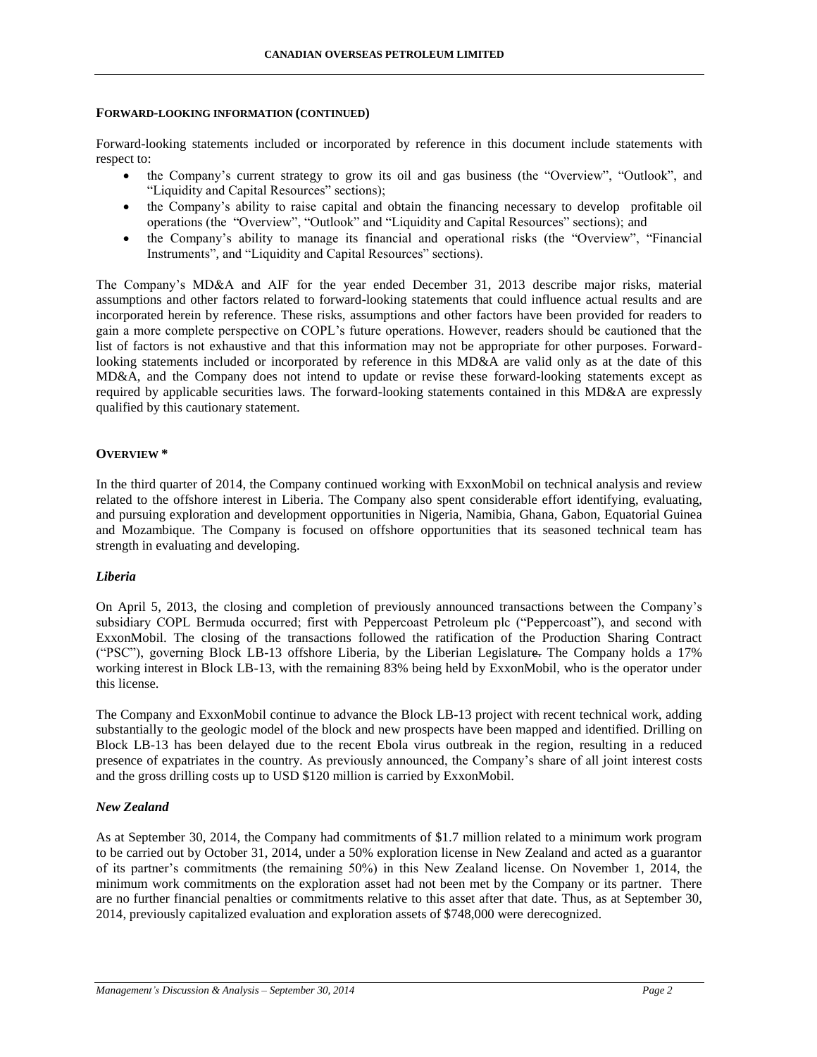**FORWARD-LOOKING INFORMATION (CONTINUED)**

Forward-looking statements included or incorporated by reference in this document include statements with respect to:

- the Company's current strategy to grow its oil and gas business (the "Overview", "Outlook", and "Liquidity and Capital Resources" sections);
- the Company's ability to raise capital and obtain the financing necessary to develop profitable oil operations (the "Overview", "Outlook" and "Liquidity and Capital Resources" sections); and
- the Company's ability to manage its financial and operational risks (the "Overview", "Financial Instruments", and "Liquidity and Capital Resources" sections).

The Company's MD&A and AIF for the year ended December 31, 2013 describe major risks, material assumptions and other factors related to forward-looking statements that could influence actual results and are incorporated herein by reference. These risks, assumptions and other factors have been provided for readers to gain a more complete perspective on COPL's future operations. However, readers should be cautioned that the list of factors is not exhaustive and that this information may not be appropriate for other purposes. Forward-looking statements included or incorporated by reference in this MD&A are valid only as at the date of this MD&A, and the Company does not intend to update or revise these forward-looking statements except as required by applicable securities laws. The forward-looking statements contained in this MD&A are expressly qualified by this cautionary statement.

**OVERVIEW ***

In the third quarter of 2014, the Company continued working with ExxonMobil on technical analysis and review related to the offshore interest in Liberia. The Company also spent considerable effort identifying, evaluating, and pursuing exploration and development opportunities in Nigeria, Namibia, Ghana, Gabon, Equatorial Guinea and Mozambique. The Company is focused on offshore opportunities that its seasoned technical team has strength in evaluating and developing.

***Liberia***

On April 5, 2013, the closing and completion of previously announced transactions between the Company's subsidiary COPL Bermuda occurred; first with Peppercoast Petroleum plc ("Peppercoast"), and second with ExxonMobil. The closing of the transactions followed the ratification of the Production Sharing Contract ("PSC"), governing Block LB-13 offshore Liberia, by the Liberian Legislature. The Company holds a 17% working interest in Block LB-13, with the remaining 83% being held by ExxonMobil, who is the operator under this license.

The Company and ExxonMobil continue to advance the Block LB-13 project with recent technical work, adding substantially to the geologic model of the block and new prospects have been mapped and identified. Drilling on Block LB-13 has been delayed due to the recent Ebola virus outbreak in the region, resulting in a reduced presence of expatriates in the country. As previously announced, the Company's share of all joint interest costs and the gross drilling costs up to USD $120 million is carried by ExxonMobil.

***New Zealand***

As at September 30, 2014, the Company had commitments of $1.7 million related to a minimum work program to be carried out by October 31, 2014, under a 50% exploration license in New Zealand and acted as a guarantor of its partner's commitments (the remaining 50%) in this New Zealand license. On November 1, 2014, the minimum work commitments on the exploration asset had not been met by the Company or its partner. There are no further financial penalties or commitments relative to this asset after that date. Thus, as at September 30, 2014, previously capitalized evaluation and exploration assets of $748,000 were derecognized.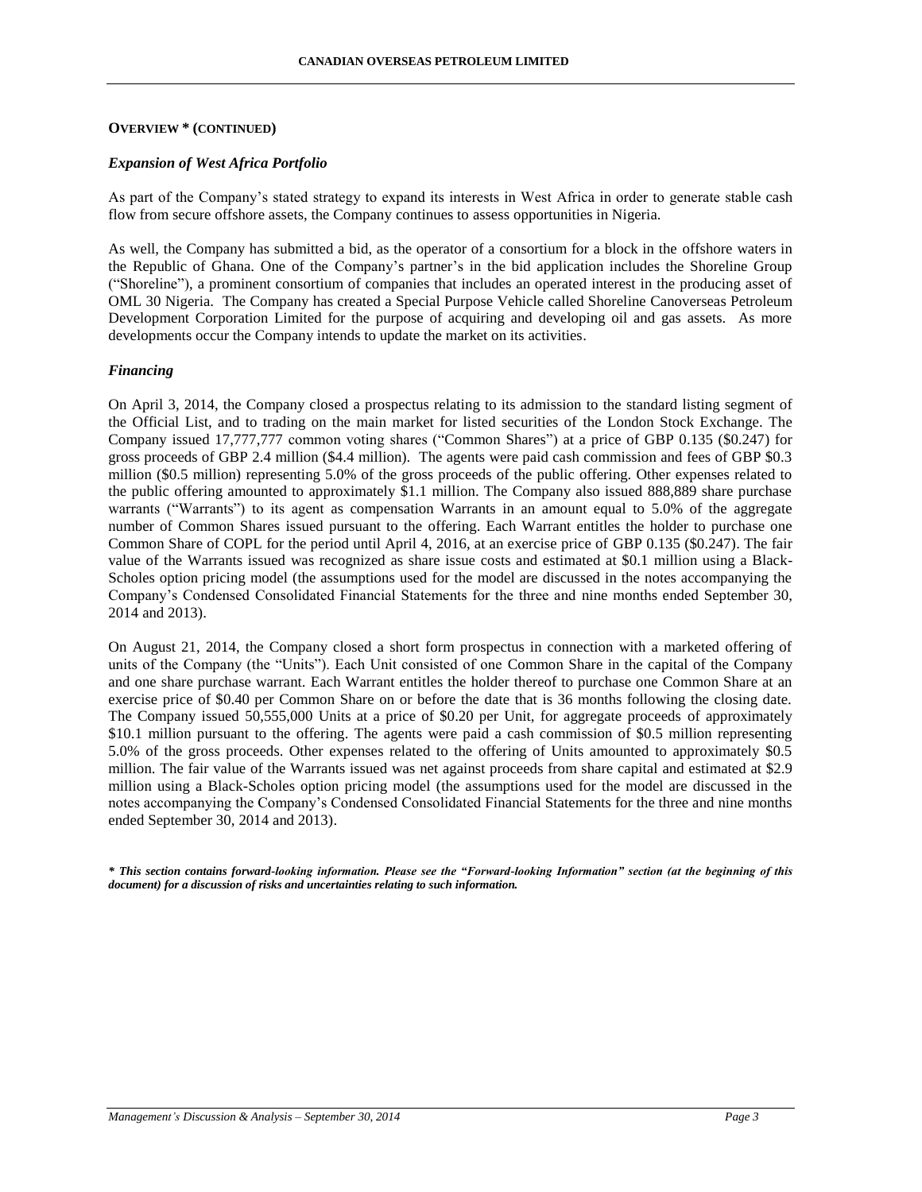**OVERVIEW * (CONTINUED)**

### *Expansion of West Africa Portfolio*

As part of the Company's stated strategy to expand its interests in West Africa in order to generate stable cash flow from secure offshore assets, the Company continues to assess opportunities in Nigeria.

As well, the Company has submitted a bid, as the operator of a consortium for a block in the offshore waters in the Republic of Ghana. One of the Company's partner's in the bid application includes the Shoreline Group ("Shoreline"), a prominent consortium of companies that includes an operated interest in the producing asset of OML 30 Nigeria. The Company has created a Special Purpose Vehicle called Shoreline Canoverseas Petroleum Development Corporation Limited for the purpose of acquiring and developing oil and gas assets. As more developments occur the Company intends to update the market on its activities.

### *Financing*

On April 3, 2014, the Company closed a prospectus relating to its admission to the standard listing segment of the Official List, and to trading on the main market for listed securities of the London Stock Exchange. The Company issued 17,777,777 common voting shares ("Common Shares") at a price of GBP 0.135 ($0.247) for gross proceeds of GBP 2.4 million ($4.4 million). The agents were paid cash commission and fees of GBP $0.3 million ($0.5 million) representing 5.0% of the gross proceeds of the public offering. Other expenses related to the public offering amounted to approximately $1.1 million. The Company also issued 888,889 share purchase warrants ("Warrants") to its agent as compensation Warrants in an amount equal to 5.0% of the aggregate number of Common Shares issued pursuant to the offering. Each Warrant entitles the holder to purchase one Common Share of COPL for the period until April 4, 2016, at an exercise price of GBP 0.135 ($0.247). The fair value of the Warrants issued was recognized as share issue costs and estimated at $0.1 million using a Black-Scholes option pricing model (the assumptions used for the model are discussed in the notes accompanying the Company's Condensed Consolidated Financial Statements for the three and nine months ended September 30, 2014 and 2013).

On August 21, 2014, the Company closed a short form prospectus in connection with a marketed offering of units of the Company (the "Units"). Each Unit consisted of one Common Share in the capital of the Company and one share purchase warrant. Each Warrant entitles the holder thereof to purchase one Common Share at an exercise price of $0.40 per Common Share on or before the date that is 36 months following the closing date. The Company issued 50,555,000 Units at a price of $0.20 per Unit, for aggregate proceeds of approximately $10.1 million pursuant to the offering. The agents were paid a cash commission of $0.5 million representing 5.0% of the gross proceeds. Other expenses related to the offering of Units amounted to approximately $0.5 million. The fair value of the Warrants issued was net against proceeds from share capital and estimated at $2.9 million using a Black-Scholes option pricing model (the assumptions used for the model are discussed in the notes accompanying the Company's Condensed Consolidated Financial Statements for the three and nine months ended September 30, 2014 and 2013).

***\* This section contains forward-looking information. Please see the "Forward-looking Information" section (at the beginning of this document) for a discussion of risks and uncertainties relating to such information.***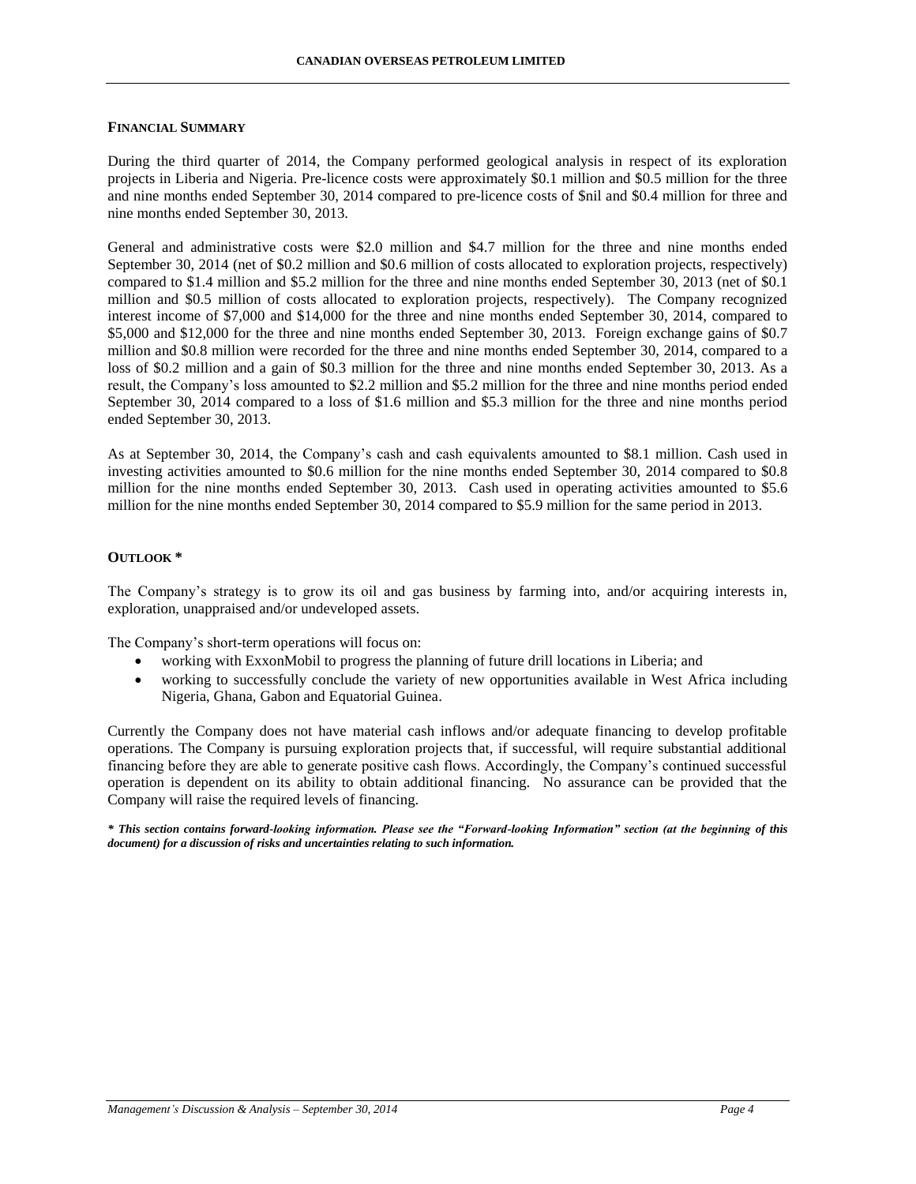## FINANCIAL SUMMARY

During the third quarter of 2014, the Company performed geological analysis in respect of its exploration projects in Liberia and Nigeria. Pre-licence costs were approximately $0.1 million and $0.5 million for the three and nine months ended September 30, 2014 compared to pre-licence costs of $nil and $0.4 million for three and nine months ended September 30, 2013.

General and administrative costs were $2.0 million and $4.7 million for the three and nine months ended September 30, 2014 (net of $0.2 million and $0.6 million of costs allocated to exploration projects, respectively) compared to $1.4 million and $5.2 million for the three and nine months ended September 30, 2013 (net of $0.1 million and $0.5 million of costs allocated to exploration projects, respectively). The Company recognized interest income of $7,000 and $14,000 for the three and nine months ended September 30, 2014, compared to $5,000 and $12,000 for the three and nine months ended September 30, 2013. Foreign exchange gains of $0.7 million and $0.8 million were recorded for the three and nine months ended September 30, 2014, compared to a loss of $0.2 million and a gain of $0.3 million for the three and nine months ended September 30, 2013. As a result, the Company's loss amounted to $2.2 million and $5.2 million for the three and nine months period ended September 30, 2014 compared to a loss of $1.6 million and $5.3 million for the three and nine months period ended September 30, 2013.

As at September 30, 2014, the Company's cash and cash equivalents amounted to $8.1 million. Cash used in investing activities amounted to $0.6 million for the nine months ended September 30, 2014 compared to $0.8 million for the nine months ended September 30, 2013. Cash used in operating activities amounted to $5.6 million for the nine months ended September 30, 2014 compared to $5.9 million for the same period in 2013.

## OUTLOOK *

The Company's strategy is to grow its oil and gas business by farming into, and/or acquiring interests in, exploration, unappraised and/or undeveloped assets.

The Company's short-term operations will focus on:

- working with ExxonMobil to progress the planning of future drill locations in Liberia; and
- working to successfully conclude the variety of new opportunities available in West Africa including Nigeria, Ghana, Gabon and Equatorial Guinea.

Currently the Company does not have material cash inflows and/or adequate financing to develop profitable operations. The Company is pursuing exploration projects that, if successful, will require substantial additional financing before they are able to generate positive cash flows. Accordingly, the Company's continued successful operation is dependent on its ability to obtain additional financing. No assurance can be provided that the Company will raise the required levels of financing.

***\* This section contains forward-looking information. Please see the "Forward-looking Information" section (at the beginning of this document) for a discussion of risks and uncertainties relating to such information.***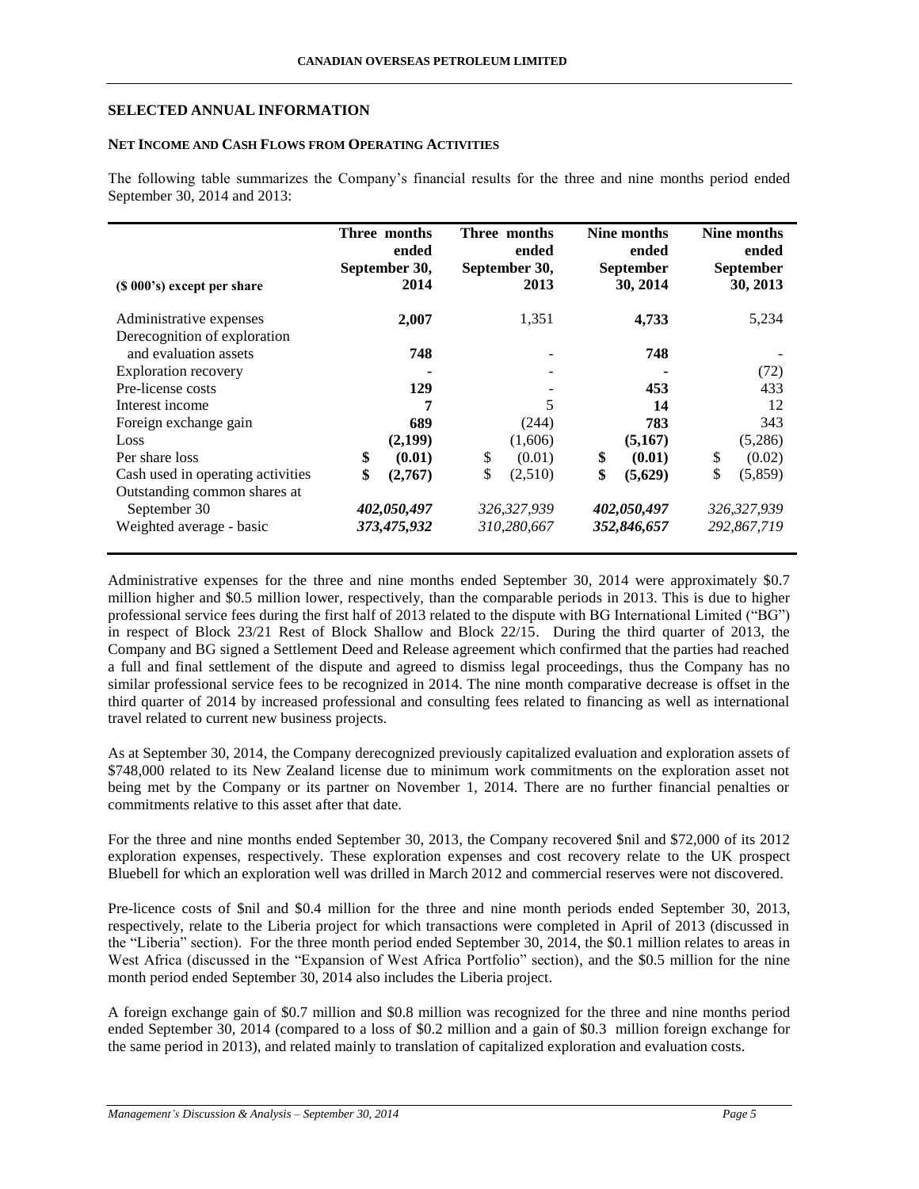## SELECTED ANNUAL INFORMATION

### NET INCOME AND CASH FLOWS FROM OPERATING ACTIVITIES

The following table summarizes the Company's financial results for the three and nine months period ended September 30, 2014 and 2013:

| ($ 000's) except per share | Three months ended September 30, 2014 | Three months ended September 30, 2013 | Nine months ended September 30, 2014 | Nine months ended September 30, 2013 |
|---|---|---|---|---|
| Administrative expenses | **2,007** | 1,351 | **4,733** | 5,234 |
| Derecognition of exploration and evaluation assets | **748** | - | **748** | - |
| Exploration recovery | **-** | - | **-** | (72) |
| Pre-license costs | **129** | - | **453** | 433 |
| Interest income | **7** | 5 | **14** | 12 |
| Foreign exchange gain | **689** | (244) | **783** | 343 |
| Loss | **(2,199)** | (1,606) | **(5,167)** | (5,286) |
| Per share loss | **$ (0.01)** | $ (0.01) | **$ (0.01)** | $ (0.02) |
| Cash used in operating activities | **$ (2,767)** | $ (2,510) | **$ (5,629)** | $ (5,859) |
| Outstanding common shares at September 30 | ***402,050,497*** | *326,327,939* | ***402,050,497*** | *326,327,939* |
| Weighted average - basic | ***373,475,932*** | *310,280,667* | ***352,846,657*** | *292,867,719* |

Administrative expenses for the three and nine months ended September 30, 2014 were approximately $0.7 million higher and $0.5 million lower, respectively, than the comparable periods in 2013. This is due to higher professional service fees during the first half of 2013 related to the dispute with BG International Limited ("BG") in respect of Block 23/21 Rest of Block Shallow and Block 22/15. During the third quarter of 2013, the Company and BG signed a Settlement Deed and Release agreement which confirmed that the parties had reached a full and final settlement of the dispute and agreed to dismiss legal proceedings, thus the Company has no similar professional service fees to be recognized in 2014. The nine month comparative decrease is offset in the third quarter of 2014 by increased professional and consulting fees related to financing as well as international travel related to current new business projects.

As at September 30, 2014, the Company derecognized previously capitalized evaluation and exploration assets of $748,000 related to its New Zealand license due to minimum work commitments on the exploration asset not being met by the Company or its partner on November 1, 2014. There are no further financial penalties or commitments relative to this asset after that date.

For the three and nine months ended September 30, 2013, the Company recovered $nil and $72,000 of its 2012 exploration expenses, respectively. These exploration expenses and cost recovery relate to the UK prospect Bluebell for which an exploration well was drilled in March 2012 and commercial reserves were not discovered.

Pre-licence costs of $nil and $0.4 million for the three and nine month periods ended September 30, 2013, respectively, relate to the Liberia project for which transactions were completed in April of 2013 (discussed in the "Liberia" section). For the three month period ended September 30, 2014, the $0.1 million relates to areas in West Africa (discussed in the "Expansion of West Africa Portfolio" section), and the $0.5 million for the nine month period ended September 30, 2014 also includes the Liberia project.

A foreign exchange gain of $0.7 million and $0.8 million was recognized for the three and nine months period ended September 30, 2014 (compared to a loss of $0.2 million and a gain of $0.3 million foreign exchange for the same period in 2013), and related mainly to translation of capitalized exploration and evaluation costs.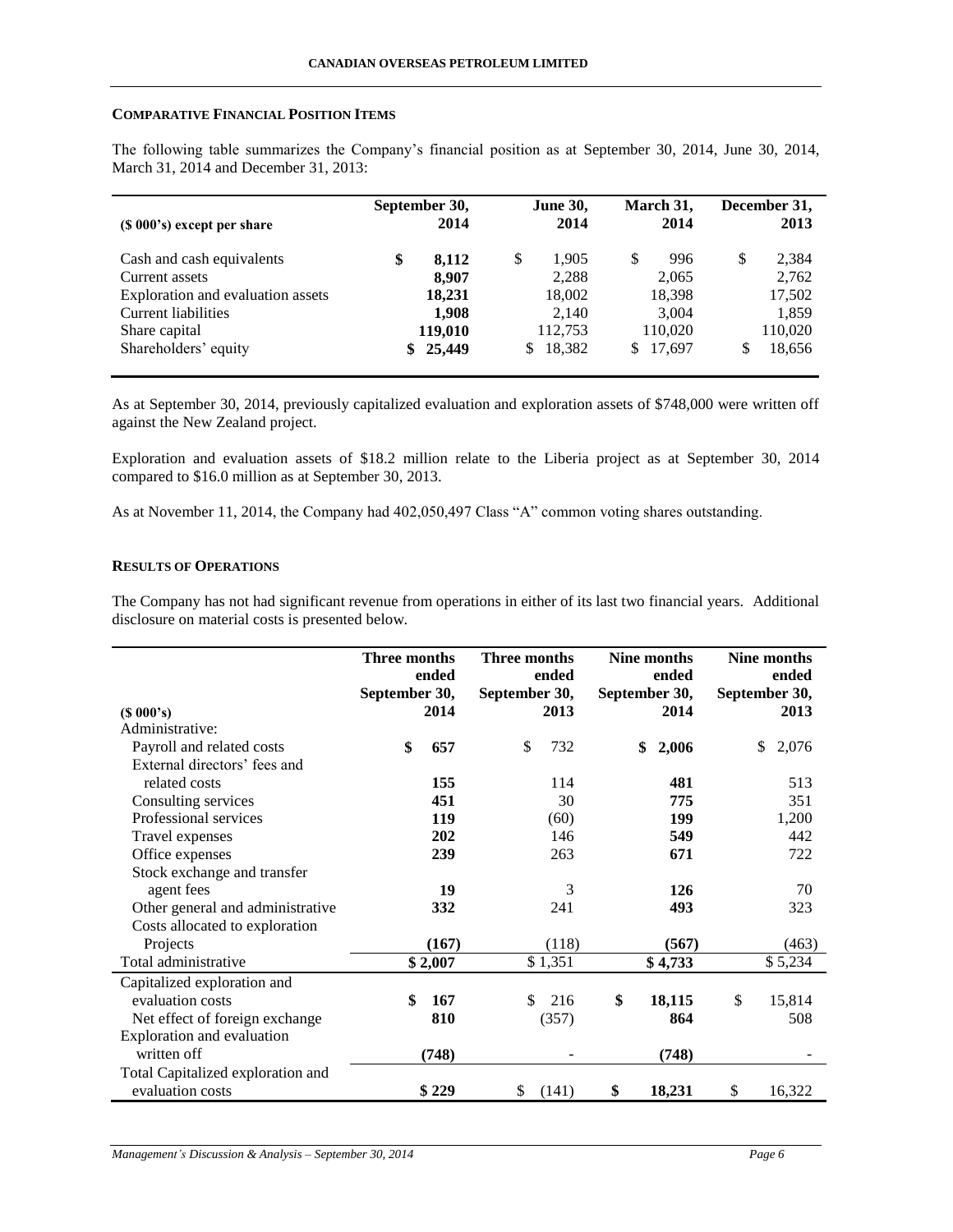### COMPARATIVE FINANCIAL POSITION ITEMS

The following table summarizes the Company's financial position as at September 30, 2014, June 30, 2014, March 31, 2014 and December 31, 2013:

| ($ 000's) except per share | September 30, 2014 | June 30, 2014 | March 31, 2014 | December 31, 2013 |
|---|---|---|---|---|
| Cash and cash equivalents | **$ 8,112** | $ 1,905 | $ 996 | $ 2,384 |
| Current assets | **8,907** | 2,288 | 2,065 | 2,762 |
| Exploration and evaluation assets | **18,231** | 18,002 | 18,398 | 17,502 |
| Current liabilities | **1,908** | 2,140 | 3,004 | 1,859 |
| Share capital | **119,010** | 112,753 | 110,020 | 110,020 |
| Shareholders' equity | **$ 25,449** | $ 18,382 | $ 17,697 | $ 18,656 |

As at September 30, 2014, previously capitalized evaluation and exploration assets of $748,000 were written off against the New Zealand project.

Exploration and evaluation assets of $18.2 million relate to the Liberia project as at September 30, 2014 compared to $16.0 million as at September 30, 2013.

As at November 11, 2014, the Company had 402,050,497 Class "A" common voting shares outstanding.

### RESULTS OF OPERATIONS

The Company has not had significant revenue from operations in either of its last two financial years. Additional disclosure on material costs is presented below.

| ($ 000's) | Three months ended September 30, 2014 | Three months ended September 30, 2013 | Nine months ended September 30, 2014 | Nine months ended September 30, 2013 |
|---|---|---|---|---|
| Administrative: | | | | |
| Payroll and related costs | **$ 657** | $ 732 | **$ 2,006** | $ 2,076 |
| External directors' fees and related costs | **155** | 114 | **481** | 513 |
| Consulting services | **451** | 30 | **775** | 351 |
| Professional services | **119** | (60) | **199** | 1,200 |
| Travel expenses | **202** | 146 | **549** | 442 |
| Office expenses | **239** | 263 | **671** | 722 |
| Stock exchange and transfer agent fees | **19** | 3 | **126** | 70 |
| Other general and administrative | **332** | 241 | **493** | 323 |
| Costs allocated to exploration Projects | **(167)** | (118) | **(567)** | (463) |
| Total administrative | **$ 2,007** | $ 1,351 | **$ 4,733** | $ 5,234 |
| Capitalized exploration and evaluation costs | **$ 167** | $ 216 | **$ 18,115** | $ 15,814 |
| Net effect of foreign exchange | **810** | (357) | **864** | 508 |
| Exploration and evaluation written off | **(748)** | - | **(748)** | - |
| Total Capitalized exploration and evaluation costs | **$ 229** | $ (141) | **$ 18,231** | $ 16,322 |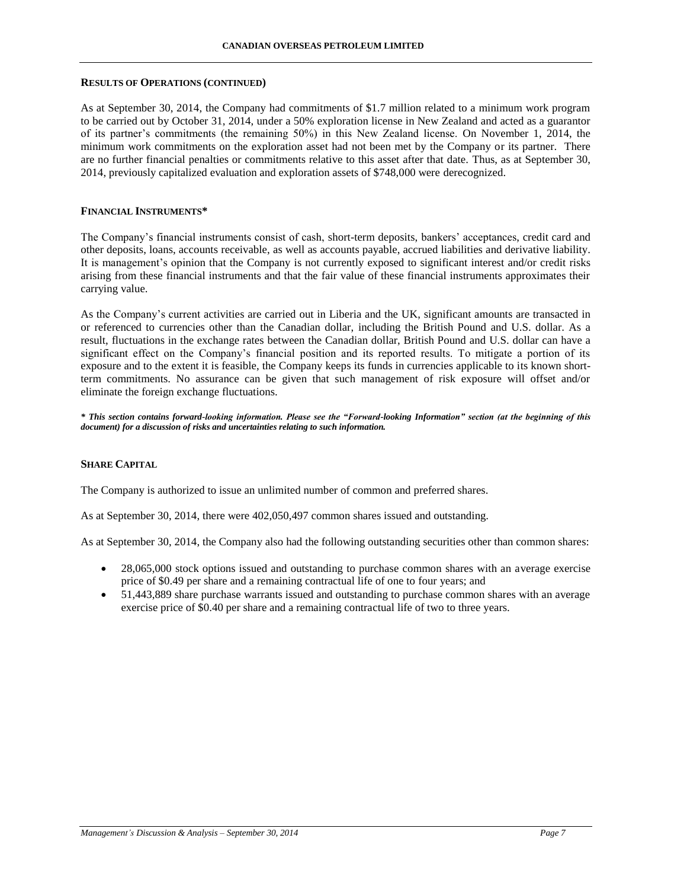## RESULTS OF OPERATIONS (CONTINUED)

As at September 30, 2014, the Company had commitments of $1.7 million related to a minimum work program to be carried out by October 31, 2014, under a 50% exploration license in New Zealand and acted as a guarantor of its partner's commitments (the remaining 50%) in this New Zealand license. On November 1, 2014, the minimum work commitments on the exploration asset had not been met by the Company or its partner. There are no further financial penalties or commitments relative to this asset after that date. Thus, as at September 30, 2014, previously capitalized evaluation and exploration assets of $748,000 were derecognized.

## FINANCIAL INSTRUMENTS*

The Company's financial instruments consist of cash, short-term deposits, bankers' acceptances, credit card and other deposits, loans, accounts receivable, as well as accounts payable, accrued liabilities and derivative liability. It is management's opinion that the Company is not currently exposed to significant interest and/or credit risks arising from these financial instruments and that the fair value of these financial instruments approximates their carrying value.

As the Company's current activities are carried out in Liberia and the UK, significant amounts are transacted in or referenced to currencies other than the Canadian dollar, including the British Pound and U.S. dollar. As a result, fluctuations in the exchange rates between the Canadian dollar, British Pound and U.S. dollar can have a significant effect on the Company's financial position and its reported results. To mitigate a portion of its exposure and to the extent it is feasible, the Company keeps its funds in currencies applicable to its known short-term commitments. No assurance can be given that such management of risk exposure will offset and/or eliminate the foreign exchange fluctuations.

***\* This section contains forward-looking information. Please see the "Forward-looking Information" section (at the beginning of this document) for a discussion of risks and uncertainties relating to such information.***

## SHARE CAPITAL

The Company is authorized to issue an unlimited number of common and preferred shares.

As at September 30, 2014, there were 402,050,497 common shares issued and outstanding.

As at September 30, 2014, the Company also had the following outstanding securities other than common shares:

- 28,065,000 stock options issued and outstanding to purchase common shares with an average exercise price of $0.49 per share and a remaining contractual life of one to four years; and
- 51,443,889 share purchase warrants issued and outstanding to purchase common shares with an average exercise price of $0.40 per share and a remaining contractual life of two to three years.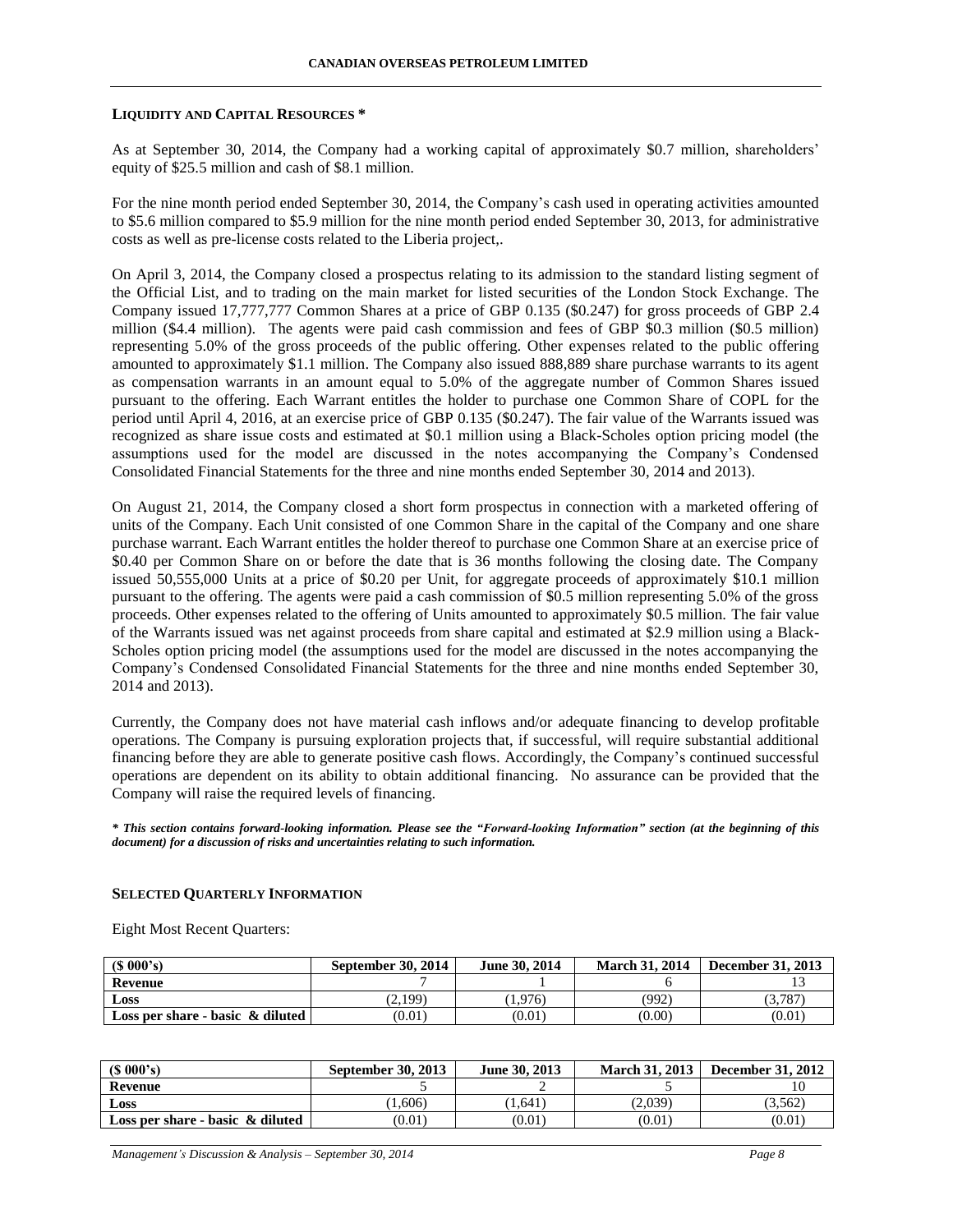## LIQUIDITY AND CAPITAL RESOURCES *

As at September 30, 2014, the Company had a working capital of approximately $0.7 million, shareholders' equity of $25.5 million and cash of $8.1 million.

For the nine month period ended September 30, 2014, the Company's cash used in operating activities amounted to $5.6 million compared to $5.9 million for the nine month period ended September 30, 2013, for administrative costs as well as pre-license costs related to the Liberia project,.

On April 3, 2014, the Company closed a prospectus relating to its admission to the standard listing segment of the Official List, and to trading on the main market for listed securities of the London Stock Exchange. The Company issued 17,777,777 Common Shares at a price of GBP 0.135 ($0.247) for gross proceeds of GBP 2.4 million ($4.4 million). The agents were paid cash commission and fees of GBP $0.3 million ($0.5 million) representing 5.0% of the gross proceeds of the public offering. Other expenses related to the public offering amounted to approximately $1.1 million. The Company also issued 888,889 share purchase warrants to its agent as compensation warrants in an amount equal to 5.0% of the aggregate number of Common Shares issued pursuant to the offering. Each Warrant entitles the holder to purchase one Common Share of COPL for the period until April 4, 2016, at an exercise price of GBP 0.135 ($0.247). The fair value of the Warrants issued was recognized as share issue costs and estimated at $0.1 million using a Black-Scholes option pricing model (the assumptions used for the model are discussed in the notes accompanying the Company's Condensed Consolidated Financial Statements for the three and nine months ended September 30, 2014 and 2013).

On August 21, 2014, the Company closed a short form prospectus in connection with a marketed offering of units of the Company. Each Unit consisted of one Common Share in the capital of the Company and one share purchase warrant. Each Warrant entitles the holder thereof to purchase one Common Share at an exercise price of $0.40 per Common Share on or before the date that is 36 months following the closing date. The Company issued 50,555,000 Units at a price of $0.20 per Unit, for aggregate proceeds of approximately $10.1 million pursuant to the offering. The agents were paid a cash commission of $0.5 million representing 5.0% of the gross proceeds. Other expenses related to the offering of Units amounted to approximately $0.5 million. The fair value of the Warrants issued was net against proceeds from share capital and estimated at $2.9 million using a Black-Scholes option pricing model (the assumptions used for the model are discussed in the notes accompanying the Company's Condensed Consolidated Financial Statements for the three and nine months ended September 30, 2014 and 2013).

Currently, the Company does not have material cash inflows and/or adequate financing to develop profitable operations. The Company is pursuing exploration projects that, if successful, will require substantial additional financing before they are able to generate positive cash flows. Accordingly, the Company's continued successful operations are dependent on its ability to obtain additional financing. No assurance can be provided that the Company will raise the required levels of financing.

***\* This section contains forward-looking information. Please see the "Forward-looking Information" section (at the beginning of this document) for a discussion of risks and uncertainties relating to such information.***

## SELECTED QUARTERLY INFORMATION

Eight Most Recent Quarters:

| ($ 000's) | September 30, 2014 | June 30, 2014 | March 31, 2014 | December 31, 2013 |
|---|---|---|---|---|
| **Revenue** | 7 | 1 | 6 | 13 |
| **Loss** | (2,199) | (1,976) | (992) | (3,787) |
| **Loss per share - basic & diluted** | (0.01) | (0.01) | (0.00) | (0.01) |

| ($ 000's) | September 30, 2013 | June 30, 2013 | March 31, 2013 | December 31, 2012 |
|---|---|---|---|---|
| **Revenue** | 5 | 2 | 5 | 10 |
| **Loss** | (1,606) | (1,641) | (2,039) | (3,562) |
| **Loss per share - basic & diluted** | (0.01) | (0.01) | (0.01) | (0.01) |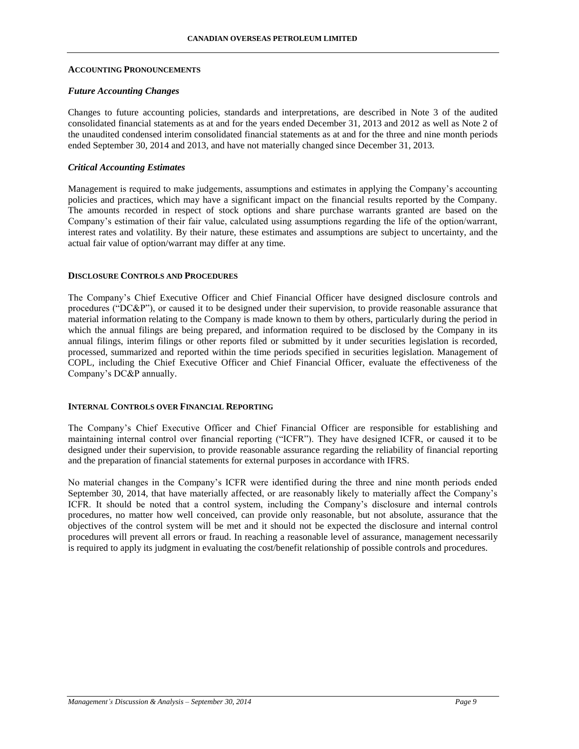## Accounting Pronouncements

### *Future Accounting Changes*

Changes to future accounting policies, standards and interpretations, are described in Note 3 of the audited consolidated financial statements as at and for the years ended December 31, 2013 and 2012 as well as Note 2 of the unaudited condensed interim consolidated financial statements as at and for the three and nine month periods ended September 30, 2014 and 2013, and have not materially changed since December 31, 2013.

### *Critical Accounting Estimates*

Management is required to make judgements, assumptions and estimates in applying the Company's accounting policies and practices, which may have a significant impact on the financial results reported by the Company. The amounts recorded in respect of stock options and share purchase warrants granted are based on the Company's estimation of their fair value, calculated using assumptions regarding the life of the option/warrant, interest rates and volatility. By their nature, these estimates and assumptions are subject to uncertainty, and the actual fair value of option/warrant may differ at any time.

## Disclosure Controls and Procedures

The Company's Chief Executive Officer and Chief Financial Officer have designed disclosure controls and procedures ("DC&P"), or caused it to be designed under their supervision, to provide reasonable assurance that material information relating to the Company is made known to them by others, particularly during the period in which the annual filings are being prepared, and information required to be disclosed by the Company in its annual filings, interim filings or other reports filed or submitted by it under securities legislation is recorded, processed, summarized and reported within the time periods specified in securities legislation. Management of COPL, including the Chief Executive Officer and Chief Financial Officer, evaluate the effectiveness of the Company's DC&P annually.

## Internal Controls over Financial Reporting

The Company's Chief Executive Officer and Chief Financial Officer are responsible for establishing and maintaining internal control over financial reporting ("ICFR"). They have designed ICFR, or caused it to be designed under their supervision, to provide reasonable assurance regarding the reliability of financial reporting and the preparation of financial statements for external purposes in accordance with IFRS.

No material changes in the Company's ICFR were identified during the three and nine month periods ended September 30, 2014, that have materially affected, or are reasonably likely to materially affect the Company's ICFR. It should be noted that a control system, including the Company's disclosure and internal controls procedures, no matter how well conceived, can provide only reasonable, but not absolute, assurance that the objectives of the control system will be met and it should not be expected the disclosure and internal control procedures will prevent all errors or fraud. In reaching a reasonable level of assurance, management necessarily is required to apply its judgment in evaluating the cost/benefit relationship of possible controls and procedures.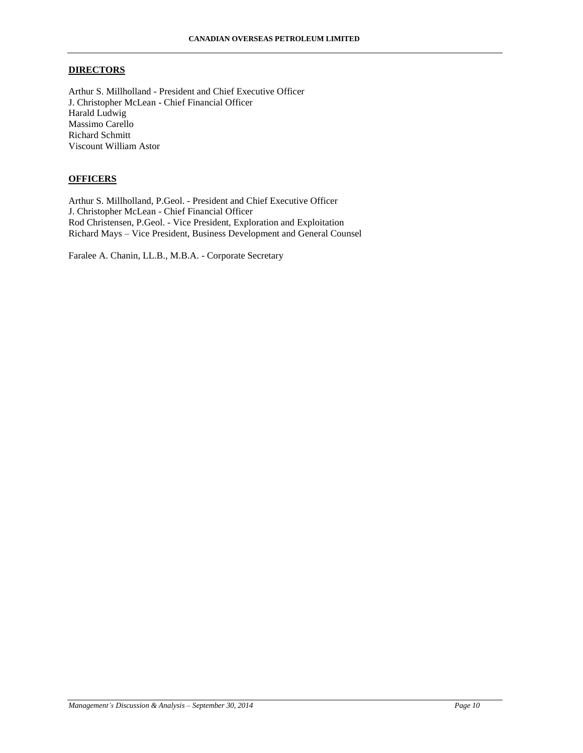## DIRECTORS

Arthur S. Millholland - President and Chief Executive Officer
J. Christopher McLean - Chief Financial Officer
Harald Ludwig
Massimo Carello
Richard Schmitt
Viscount William Astor

## OFFICERS

Arthur S. Millholland, P.Geol. - President and Chief Executive Officer
J. Christopher McLean - Chief Financial Officer
Rod Christensen, P.Geol. - Vice President, Exploration and Exploitation
Richard Mays – Vice President, Business Development and General Counsel

Faralee A. Chanin, LL.B., M.B.A. - Corporate Secretary